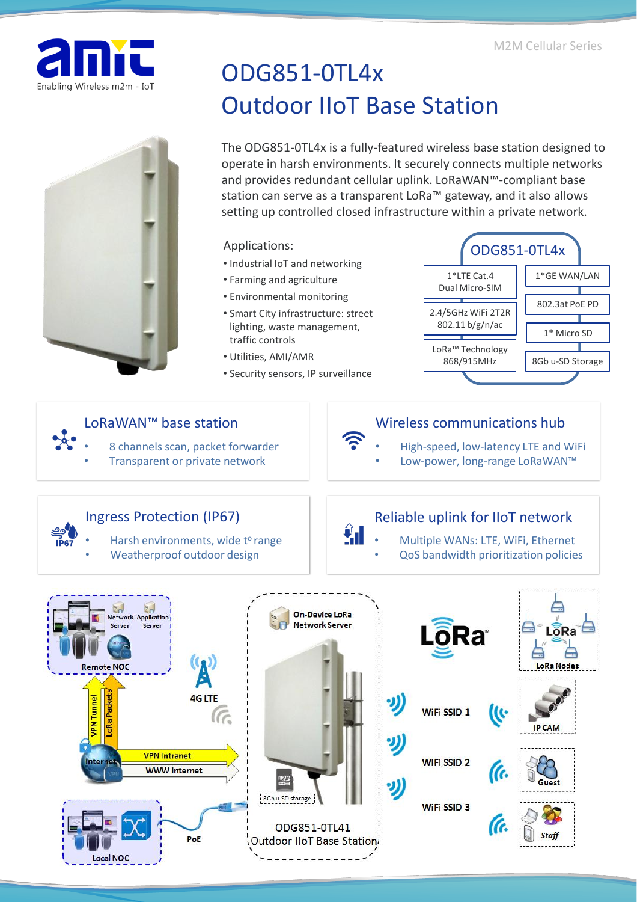# ODG851-0TL4x
# Outdoor IIoT Base Station

The ODG851-0TL4x is a fully-featured wireless base station designed to operate in harsh environments. It securely connects multiple networks and provides redundant cellular uplink. LoRaWAN™-compliant base station can serve as a transparent LoRa™ gateway, and it also allows setting up controlled closed infrastructure within a private network.

Applications:

- Industrial IoT and networking
- Farming and agriculture
- Environmental monitoring
- Smart City infrastructure: street lighting, waste management, traffic controls
- Utilities, AMI/AMR
- Security sensors, IP surveillance

**ODG851-0TL4x**

- 1*LTE Cat.4 Dual Micro-SIM
- 2.4/5GHz WiFi 2T2R 802.11 b/g/n/ac
- LoRa™ Technology 868/915MHz
- 1*GE WAN/LAN
- 802.3at PoE PD
- 1* Micro SD
- 8Gb u-SD Storage

## LoRaWAN™ base station

- 8 channels scan, packet forwarder
- Transparent or private network

## Wireless communications hub

- High-speed, low-latency LTE and WiFi
- Low-power, long-range LoRaWAN™

## Ingress Protection (IP67)

- Harsh environments, wide t° range
- Weatherproof outdoor design

## Reliable uplink for IIoT network

- Multiple WANs: LTE, WiFi, Ethernet
- QoS bandwidth prioritization policies

Remote NOC: Network Server, Application Server — VPN Tunnel, LoRa Packets — Internet — VPN Intranet, WWW Internet — 4G LTE — Local NOC — PoE — On-Device LoRa Network Server — 8Gb u-SD storage — ODG851-0TL41 Outdoor IIoT Base Station — LoRa — LoRa Nodes — WiFi SSID 1: IP CAM — WiFi SSID 2: Guest — WiFi SSID 3: Staff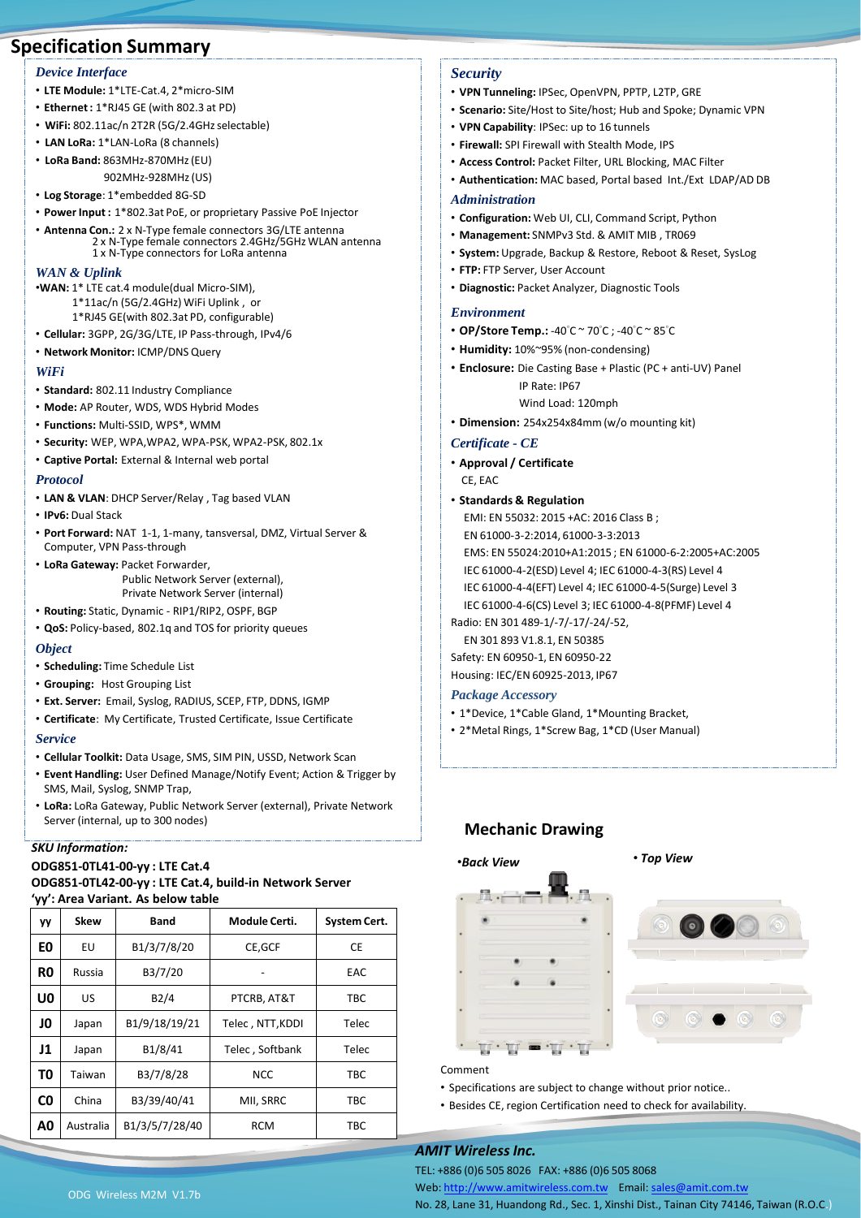## Specification Summary

### *Device Interface*

- **LTE Module:** 1*LTE-Cat.4, 2*micro-SIM
- **Ethernet :** 1*RJ45 GE (with 802.3 at PD)
- **WiFi:** 802.11ac/n 2T2R (5G/2.4GHz selectable)
- **LAN LoRa:** 1*LAN-LoRa (8 channels)
- **LoRa Band:** 863MHz-870MHz (EU)
  902MHz-928MHz (US)
- **Log Storage**: 1*embedded 8G-SD
- **Power Input :** 1*802.3at PoE, or proprietary Passive PoE Injector
- **Antenna Con.:** 2 x N-Type female connectors 3G/LTE antenna
  2 x N-Type female connectors 2.4GHz/5GHz WLAN antenna
  1 x N-Type connectors for LoRa antenna

### *WAN & Uplink*

- **WAN:** 1* LTE cat.4 module(dual Micro-SIM),
  1*11ac/n (5G/2.4GHz) WiFi Uplink , or
  1*RJ45 GE(with 802.3at PD, configurable)
- **Cellular:** 3GPP, 2G/3G/LTE, IP Pass-through, IPv4/6
- **Network Monitor:** ICMP/DNS Query

### *WiFi*

- **Standard:** 802.11 Industry Compliance
- **Mode:** AP Router, WDS, WDS Hybrid Modes
- **Functions:** Multi-SSID, WPS*, WMM
- **Security:** WEP, WPA,WPA2, WPA-PSK, WPA2-PSK, 802.1x
- **Captive Portal:** External & Internal web portal

### *Protocol*

- **LAN & VLAN**: DHCP Server/Relay , Tag based VLAN
- **IPv6:** Dual Stack
- **Port Forward:** NAT 1-1, 1-many, tansversal, DMZ, Virtual Server & Computer, VPN Pass-through
- **LoRa Gateway:** Packet Forwarder,
  Public Network Server (external),
  Private Network Server (internal)
- **Routing:** Static, Dynamic - RIP1/RIP2, OSPF, BGP
- **QoS:** Policy-based, 802.1q and TOS for priority queues

### *Object*

- **Scheduling:** Time Schedule List
- **Grouping:** Host Grouping List
- **Ext. Server:** Email, Syslog, RADIUS, SCEP, FTP, DDNS, IGMP
- **Certificate**: My Certificate, Trusted Certificate, Issue Certificate

### *Service*

- **Cellular Toolkit:** Data Usage, SMS, SIM PIN, USSD, Network Scan
- **Event Handling:** User Defined Manage/Notify Event; Action & Trigger by SMS, Mail, Syslog, SNMP Trap,
- **LoRa:** LoRa Gateway, Public Network Server (external), Private Network Server (internal, up to 300 nodes)

### *Security*

- **VPN Tunneling:** IPSec, OpenVPN, PPTP, L2TP, GRE
- **Scenario:** Site/Host to Site/host; Hub and Spoke; Dynamic VPN
- **VPN Capability**: IPSec: up to 16 tunnels
- **Firewall:** SPI Firewall with Stealth Mode, IPS
- **Access Control:** Packet Filter, URL Blocking, MAC Filter
- **Authentication:** MAC based, Portal based Int./Ext LDAP/AD DB

### *Administration*

- **Configuration:** Web UI, CLI, Command Script, Python
- **Management:** SNMPv3 Std. & AMIT MIB , TR069
- **System:** Upgrade, Backup & Restore, Reboot & Reset, SysLog
- **FTP:** FTP Server, User Account
- **Diagnostic:** Packet Analyzer, Diagnostic Tools

### *Environment*

- **OP/Store Temp.:** -40°C ~ 70°C ; -40°C ~ 85°C
- **Humidity:** 10%~95% (non-condensing)
- **Enclosure:** Die Casting Base + Plastic (PC + anti-UV) Panel
  IP Rate: IP67
  Wind Load: 120mph
- **Dimension:** 254x254x84mm (w/o mounting kit)

### *Certificate - CE*

- **Approval / Certificate**
  CE, EAC
- **Standards & Regulation**
  EMI: EN 55032: 2015 +AC: 2016 Class B ;
  EN 61000-3-2:2014, 61000-3-3:2013
  EMS: EN 55024:2010+A1:2015 ; EN 61000-6-2:2005+AC:2005
  IEC 61000-4-2(ESD) Level 4; IEC 61000-4-3(RS) Level 4
  IEC 61000-4-4(EFT) Level 4; IEC 61000-4-5(Surge) Level 3
  IEC 61000-4-6(CS) Level 3; IEC 61000-4-8(PFMF) Level 4

Radio: EN 301 489-1/-7/-17/-24/-52,
EN 301 893 V1.8.1, EN 50385

Safety: EN 60950-1, EN 60950-22

Housing: IEC/EN 60925-2013, IP67

### *Package Accessory*

- 1*Device, 1*Cable Gland, 1*Mounting Bracket,
- 2*Metal Rings, 1*Screw Bag, 1*CD (User Manual)

***SKU Information:***

**ODG851-0TL41-00-yy : LTE Cat.4**

**ODG851-0TL42-00-yy : LTE Cat.4, build-in Network Server**

**'yy': Area Variant. As below table**

| yy | Skew | Band | Module Certi. | System Cert. |
|---|---|---|---|---|
| **E0** | EU | B1/3/7/8/20 | CE,GCF | CE |
| **R0** | Russia | B3/7/20 | - | EAC |
| **U0** | US | B2/4 | PTCRB, AT&T | TBC |
| **J0** | Japan | B1/9/18/19/21 | Telec , NTT,KDDI | Telec |
| **J1** | Japan | B1/8/41 | Telec , Softbank | Telec |
| **T0** | Taiwan | B3/7/8/28 | NCC | TBC |
| **C0** | China | B3/39/40/41 | MII, SRRC | TBC |
| **A0** | Australia | B1/3/5/7/28/40 | RCM | TBC |

## Mechanic Drawing

*•Back View*

*• Top View*

Comment

- Specifications are subject to change without prior notice..
- Besides CE, region Certification need to check for availability.

***AMIT Wireless Inc.***

TEL: +886 (0)6 505 8026 FAX: +886 (0)6 505 8068

Web: http://www.amitwireless.com.tw Email: sales@amit.com.tw

No. 28, Lane 31, Huandong Rd., Sec. 1, Xinshi Dist., Tainan City 74146, Taiwan (R.O.C)

ODG Wireless M2M V1.7b